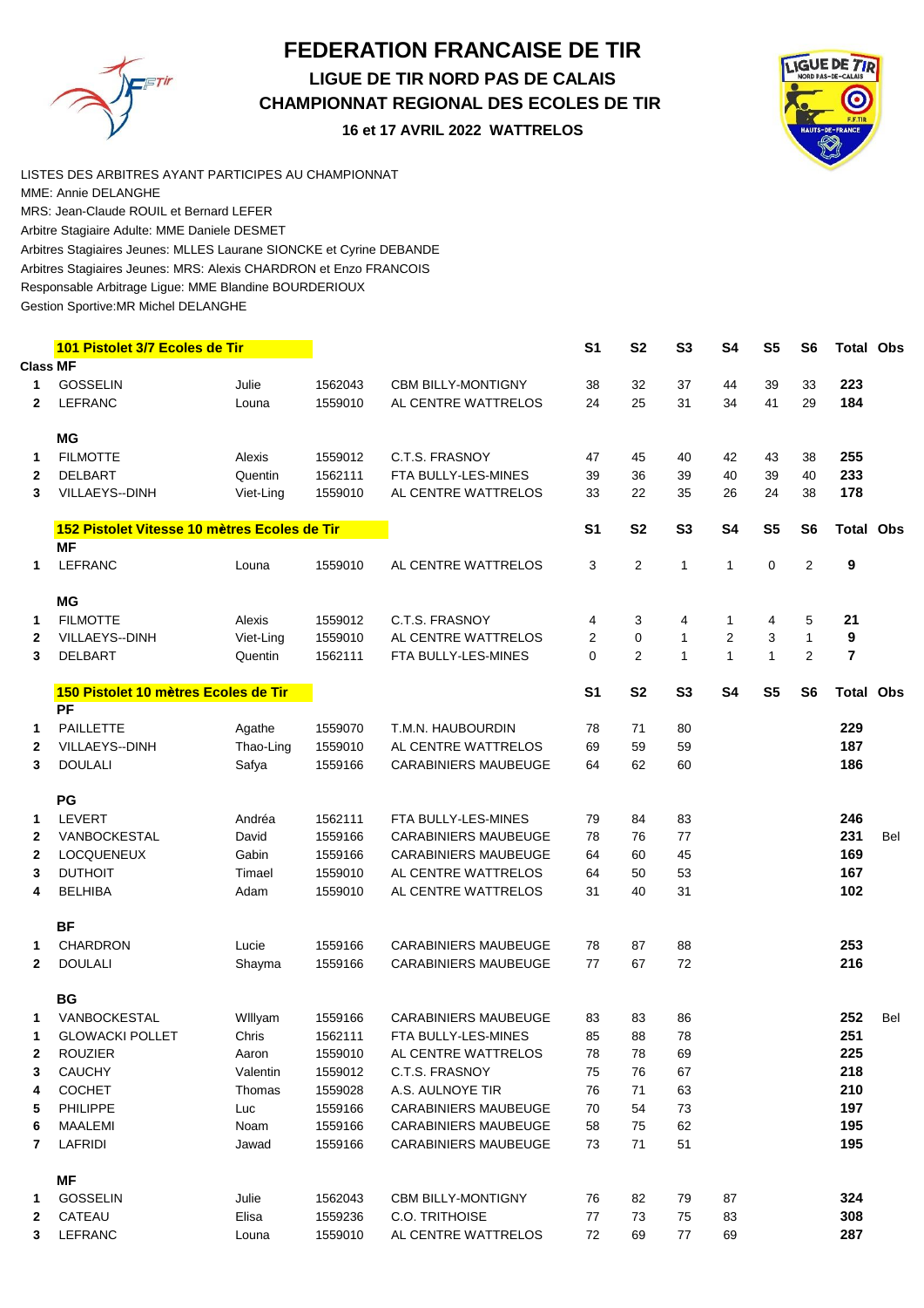# FEDERATION FRANCAISE DE TIR

## LIGUE DE TIR NORD PAS DE CALAIS

## CHAMPIONNAT REGIONAL DES ECOLES DE TIR

### 16 et 17 AVRIL 2022 WATTRELOS

LISTES DES ARBITRES AYANT PARTICIPES AU CHAMPIONNAT
MME: Annie DELANGHE
MRS: Jean-Claude ROUIL et Bernard LEFER
Arbitre Stagiaire Adulte: MME Daniele DESMET
Arbitres Stagiaires Jeunes: MLLES Laurane SIONCKE et Cyrine DEBANDE
Arbitres Stagiaires Jeunes: MRS: Alexis CHARDRON et Enzo FRANCOIS
Responsable Arbitrage Ligue: MME Blandine BOURDERIOUX
Gestion Sportive:MR Michel DELANGHE

| | **101 Pistolet 3/7 Ecoles de Tir** | | | | **S1** | **S2** | **S3** | **S4** | **S5** | **S6** | **Total** | **Obs** |
|---|---|---|---|---|---|---|---|---|---|---|---|---|
| **Class** | **MF** | | | | | | | | | | | |
| 1 | GOSSELIN | Julie | 1562043 | CBM BILLY-MONTIGNY | 38 | 32 | 37 | 44 | 39 | 33 | **223** | |
| 2 | LEFRANC | Louna | 1559010 | AL CENTRE WATTRELOS | 24 | 25 | 31 | 34 | 41 | 29 | **184** | |
| | **MG** | | | | | | | | | | | |
| 1 | FILMOTTE | Alexis | 1559012 | C.T.S. FRASNOY | 47 | 45 | 40 | 42 | 43 | 38 | **255** | |
| 2 | DELBART | Quentin | 1562111 | FTA BULLY-LES-MINES | 39 | 36 | 39 | 40 | 39 | 40 | **233** | |
| 3 | VILLAEYS--DINH | Viet-Ling | 1559010 | AL CENTRE WATTRELOS | 33 | 22 | 35 | 26 | 24 | 38 | **178** | |

| | **152 Pistolet Vitesse 10 mètres Ecoles de Tir** | | | | **S1** | **S2** | **S3** | **S4** | **S5** | **S6** | **Total** | **Obs** |
|---|---|---|---|---|---|---|---|---|---|---|---|---|
| | **MF** | | | | | | | | | | | |
| 1 | LEFRANC | Louna | 1559010 | AL CENTRE WATTRELOS | 3 | 2 | 1 | 1 | 0 | 2 | **9** | |
| | **MG** | | | | | | | | | | | |
| 1 | FILMOTTE | Alexis | 1559012 | C.T.S. FRASNOY | 4 | 3 | 4 | 1 | 4 | 5 | **21** | |
| 2 | VILLAEYS--DINH | Viet-Ling | 1559010 | AL CENTRE WATTRELOS | 2 | 0 | 1 | 2 | 3 | 1 | **9** | |
| 3 | DELBART | Quentin | 1562111 | FTA BULLY-LES-MINES | 0 | 2 | 1 | 1 | 1 | 2 | **7** | |

| | **150 Pistolet 10 mètres Ecoles de Tir** | | | | **S1** | **S2** | **S3** | **S4** | **S5** | **S6** | **Total** | **Obs** |
|---|---|---|---|---|---|---|---|---|---|---|---|---|
| | **PF** | | | | | | | | | | | |
| 1 | PAILLETTE | Agathe | 1559070 | T.M.N. HAUBOURDIN | 78 | 71 | 80 | | | | **229** | |
| 2 | VILLAEYS--DINH | Thao-Ling | 1559010 | AL CENTRE WATTRELOS | 69 | 59 | 59 | | | | **187** | |
| 3 | DOULALI | Safya | 1559166 | CARABINIERS MAUBEUGE | 64 | 62 | 60 | | | | **186** | |
| | **PG** | | | | | | | | | | | |
| 1 | LEVERT | Andréa | 1562111 | FTA BULLY-LES-MINES | 79 | 84 | 83 | | | | **246** | |
| 2 | VANBOCKESTAL | David | 1559166 | CARABINIERS MAUBEUGE | 78 | 76 | 77 | | | | **231** | Bel |
| 2 | LOCQUENEUX | Gabin | 1559166 | CARABINIERS MAUBEUGE | 64 | 60 | 45 | | | | **169** | |
| 3 | DUTHOIT | Timael | 1559010 | AL CENTRE WATTRELOS | 64 | 50 | 53 | | | | **167** | |
| 4 | BELHIBA | Adam | 1559010 | AL CENTRE WATTRELOS | 31 | 40 | 31 | | | | **102** | |
| | **BF** | | | | | | | | | | | |
| 1 | CHARDRON | Lucie | 1559166 | CARABINIERS MAUBEUGE | 78 | 87 | 88 | | | | **253** | |
| 2 | DOULALI | Shayma | 1559166 | CARABINIERS MAUBEUGE | 77 | 67 | 72 | | | | **216** | |
| | **BG** | | | | | | | | | | | |
| 1 | VANBOCKESTAL | WIllyam | 1559166 | CARABINIERS MAUBEUGE | 83 | 83 | 86 | | | | **252** | Bel |
| 1 | GLOWACKI POLLET | Chris | 1562111 | FTA BULLY-LES-MINES | 85 | 88 | 78 | | | | **251** | |
| 2 | ROUZIER | Aaron | 1559010 | AL CENTRE WATTRELOS | 78 | 78 | 69 | | | | **225** | |
| 3 | CAUCHY | Valentin | 1559012 | C.T.S. FRASNOY | 75 | 76 | 67 | | | | **218** | |
| 4 | COCHET | Thomas | 1559028 | A.S. AULNOYE TIR | 76 | 71 | 63 | | | | **210** | |
| 5 | PHILIPPE | Luc | 1559166 | CARABINIERS MAUBEUGE | 70 | 54 | 73 | | | | **197** | |
| 6 | MAALEMI | Noam | 1559166 | CARABINIERS MAUBEUGE | 58 | 75 | 62 | | | | **195** | |
| 7 | LAFRIDI | Jawad | 1559166 | CARABINIERS MAUBEUGE | 73 | 71 | 51 | | | | **195** | |
| | **MF** | | | | | | | | | | | |
| 1 | GOSSELIN | Julie | 1562043 | CBM BILLY-MONTIGNY | 76 | 82 | 79 | 87 | | | **324** | |
| 2 | CATEAU | Elisa | 1559236 | C.O. TRITHOISE | 77 | 73 | 75 | 83 | | | **308** | |
| 3 | LEFRANC | Louna | 1559010 | AL CENTRE WATTRELOS | 72 | 69 | 77 | 69 | | | **287** | |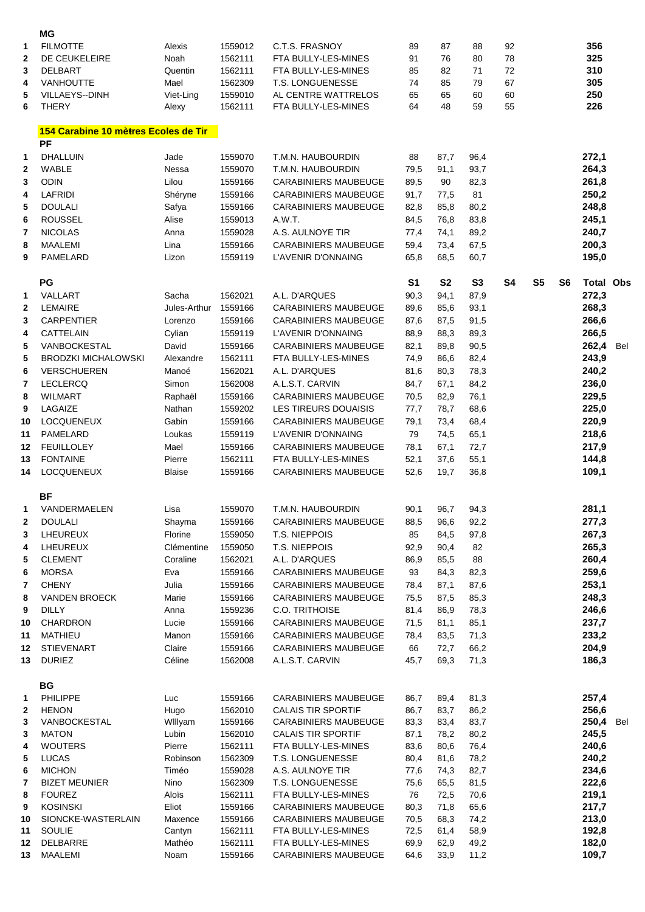| | MG | | | | | | | | | | | | |
|---|---|---|---|---|---|---|---|---|---|---|---|---|---|
| 1 | FILMOTTE | Alexis | 1559012 | C.T.S. FRASNOY | 89 | 87 | 88 | 92 | | | 356 | |
| 2 | DE CEUKELEIRE | Noah | 1562111 | FTA BULLY-LES-MINES | 91 | 76 | 80 | 78 | | | 325 | |
| 3 | DELBART | Quentin | 1562111 | FTA BULLY-LES-MINES | 85 | 82 | 71 | 72 | | | 310 | |
| 4 | VANHOUTTE | Mael | 1562309 | T.S. LONGUENESSE | 74 | 85 | 79 | 67 | | | 305 | |
| 5 | VILLAEYS--DINH | Viet-Ling | 1559010 | AL CENTRE WATTRELOS | 65 | 65 | 60 | 60 | | | 250 | |
| 6 | THERY | Alexy | 1562111 | FTA BULLY-LES-MINES | 64 | 48 | 59 | 55 | | | 226 | |

## 154 Carabine 10 mètres Ecoles de Tir

| | PF | | | | | | | | | | | |
|---|---|---|---|---|---|---|---|---|---|---|---|---|
| 1 | DHALLUIN | Jade | 1559070 | T.M.N. HAUBOURDIN | 88 | 87,7 | 96,4 | | | | 272,1 | |
| 2 | WABLE | Nessa | 1559070 | T.M.N. HAUBOURDIN | 79,5 | 91,1 | 93,7 | | | | 264,3 | |
| 3 | ODIN | Lilou | 1559166 | CARABINIERS MAUBEUGE | 89,5 | 90 | 82,3 | | | | 261,8 | |
| 4 | LAFRIDI | Shéryne | 1559166 | CARABINIERS MAUBEUGE | 91,7 | 77,5 | 81 | | | | 250,2 | |
| 5 | DOULALI | Safya | 1559166 | CARABINIERS MAUBEUGE | 82,8 | 85,8 | 80,2 | | | | 248,8 | |
| 6 | ROUSSEL | Alise | 1559013 | A.W.T. | 84,5 | 76,8 | 83,8 | | | | 245,1 | |
| 7 | NICOLAS | Anna | 1559028 | A.S. AULNOYE TIR | 77,4 | 74,1 | 89,2 | | | | 240,7 | |
| 8 | MAALEMI | Lina | 1559166 | CARABINIERS MAUBEUGE | 59,4 | 73,4 | 67,5 | | | | 200,3 | |
| 9 | PAMELARD | Lizon | 1559119 | L'AVENIR D'ONNAING | 65,8 | 68,5 | 60,7 | | | | 195,0 | |

| | PG | | | | S1 | S2 | S3 | S4 | S5 | S6 | Total | Obs |
|---|---|---|---|---|---|---|---|---|---|---|---|---|
| 1 | VALLART | Sacha | 1562021 | A.L. D'ARQUES | 90,3 | 94,1 | 87,9 | | | | 272,3 | |
| 2 | LEMAIRE | Jules-Arthur | 1559166 | CARABINIERS MAUBEUGE | 89,6 | 85,6 | 93,1 | | | | 268,3 | |
| 3 | CARPENTIER | Lorenzo | 1559166 | CARABINIERS MAUBEUGE | 87,6 | 87,5 | 91,5 | | | | 266,6 | |
| 4 | CATTELAIN | Cylian | 1559119 | L'AVENIR D'ONNAING | 88,9 | 88,3 | 89,3 | | | | 266,5 | |
| 5 | VANBOCKESTAL | David | 1559166 | CARABINIERS MAUBEUGE | 82,1 | 89,8 | 90,5 | | | | 262,4 | Bel |
| 5 | BRODZKI MICHALOWSKI | Alexandre | 1562111 | FTA BULLY-LES-MINES | 74,9 | 86,6 | 82,4 | | | | 243,9 | |
| 6 | VERSCHUEREN | Manoé | 1562021 | A.L. D'ARQUES | 81,6 | 80,3 | 78,3 | | | | 240,2 | |
| 7 | LECLERCQ | Simon | 1562008 | A.L.S.T. CARVIN | 84,7 | 67,1 | 84,2 | | | | 236,0 | |
| 8 | WILMART | Raphaël | 1559166 | CARABINIERS MAUBEUGE | 70,5 | 82,9 | 76,1 | | | | 229,5 | |
| 9 | LAGAIZE | Nathan | 1559202 | LES TIREURS DOUAISIS | 77,7 | 78,7 | 68,6 | | | | 225,0 | |
| 10 | LOCQUENEUX | Gabin | 1559166 | CARABINIERS MAUBEUGE | 79,1 | 73,4 | 68,4 | | | | 220,9 | |
| 11 | PAMELARD | Loukas | 1559119 | L'AVENIR D'ONNAING | 79 | 74,5 | 65,1 | | | | 218,6 | |
| 12 | FEUILLOLEY | Mael | 1559166 | CARABINIERS MAUBEUGE | 78,1 | 67,1 | 72,7 | | | | 217,9 | |
| 13 | FONTAINE | Pierre | 1562111 | FTA BULLY-LES-MINES | 52,1 | 37,6 | 55,1 | | | | 144,8 | |
| 14 | LOCQUENEUX | Blaise | 1559166 | CARABINIERS MAUBEUGE | 52,6 | 19,7 | 36,8 | | | | 109,1 | |

| | BF | | | | | | | | | | | |
|---|---|---|---|---|---|---|---|---|---|---|---|---|
| 1 | VANDERMAELEN | Lisa | 1559070 | T.M.N. HAUBOURDIN | 90,1 | 96,7 | 94,3 | | | | 281,1 | |
| 2 | DOULALI | Shayma | 1559166 | CARABINIERS MAUBEUGE | 88,5 | 96,6 | 92,2 | | | | 277,3 | |
| 3 | LHEUREUX | Florine | 1559050 | T.S. NIEPPOIS | 85 | 84,5 | 97,8 | | | | 267,3 | |
| 4 | LHEUREUX | Clémentine | 1559050 | T.S. NIEPPOIS | 92,9 | 90,4 | 82 | | | | 265,3 | |
| 5 | CLEMENT | Coraline | 1562021 | A.L. D'ARQUES | 86,9 | 85,5 | 88 | | | | 260,4 | |
| 6 | MORSA | Eva | 1559166 | CARABINIERS MAUBEUGE | 93 | 84,3 | 82,3 | | | | 259,6 | |
| 7 | CHENY | Julia | 1559166 | CARABINIERS MAUBEUGE | 78,4 | 87,1 | 87,6 | | | | 253,1 | |
| 8 | VANDEN BROECK | Marie | 1559166 | CARABINIERS MAUBEUGE | 75,5 | 87,5 | 85,3 | | | | 248,3 | |
| 9 | DILLY | Anna | 1559236 | C.O. TRITHOISE | 81,4 | 86,9 | 78,3 | | | | 246,6 | |
| 10 | CHARDRON | Lucie | 1559166 | CARABINIERS MAUBEUGE | 71,5 | 81,1 | 85,1 | | | | 237,7 | |
| 11 | MATHIEU | Manon | 1559166 | CARABINIERS MAUBEUGE | 78,4 | 83,5 | 71,3 | | | | 233,2 | |
| 12 | STIEVENART | Claire | 1559166 | CARABINIERS MAUBEUGE | 66 | 72,7 | 66,2 | | | | 204,9 | |
| 13 | DURIEZ | Céline | 1562008 | A.L.S.T. CARVIN | 45,7 | 69,3 | 71,3 | | | | 186,3 | |

| | BG | | | | | | | | | | | |
|---|---|---|---|---|---|---|---|---|---|---|---|---|
| 1 | PHILIPPE | Luc | 1559166 | CARABINIERS MAUBEUGE | 86,7 | 89,4 | 81,3 | | | | 257,4 | |
| 2 | HENON | Hugo | 1562010 | CALAIS TIR SPORTIF | 86,7 | 83,7 | 86,2 | | | | 256,6 | |
| 3 | VANBOCKESTAL | WIllyam | 1559166 | CARABINIERS MAUBEUGE | 83,3 | 83,4 | 83,7 | | | | 250,4 | Bel |
| 3 | MATON | Lubin | 1562010 | CALAIS TIR SPORTIF | 87,1 | 78,2 | 80,2 | | | | 245,5 | |
| 4 | WOUTERS | Pierre | 1562111 | FTA BULLY-LES-MINES | 83,6 | 80,6 | 76,4 | | | | 240,6 | |
| 5 | LUCAS | Robinson | 1562309 | T.S. LONGUENESSE | 80,4 | 81,6 | 78,2 | | | | 240,2 | |
| 6 | MICHON | Timéo | 1559028 | A.S. AULNOYE TIR | 77,6 | 74,3 | 82,7 | | | | 234,6 | |
| 7 | BIZET MEUNIER | Nino | 1562309 | T.S. LONGUENESSE | 75,6 | 65,5 | 81,5 | | | | 222,6 | |
| 8 | FOUREZ | Aloïs | 1562111 | FTA BULLY-LES-MINES | 76 | 72,5 | 70,6 | | | | 219,1 | |
| 9 | KOSINSKI | Eliot | 1559166 | CARABINIERS MAUBEUGE | 80,3 | 71,8 | 65,6 | | | | 217,7 | |
| 10 | SIONCKE-WASTERLAIN | Maxence | 1559166 | CARABINIERS MAUBEUGE | 70,5 | 68,3 | 74,2 | | | | 213,0 | |
| 11 | SOULIE | Cantyn | 1562111 | FTA BULLY-LES-MINES | 72,5 | 61,4 | 58,9 | | | | 192,8 | |
| 12 | DELBARRE | Mathéo | 1562111 | FTA BULLY-LES-MINES | 69,9 | 62,9 | 49,2 | | | | 182,0 | |
| 13 | MAALEMI | Noam | 1559166 | CARABINIERS MAUBEUGE | 64,6 | 33,9 | 11,2 | | | | 109,7 | |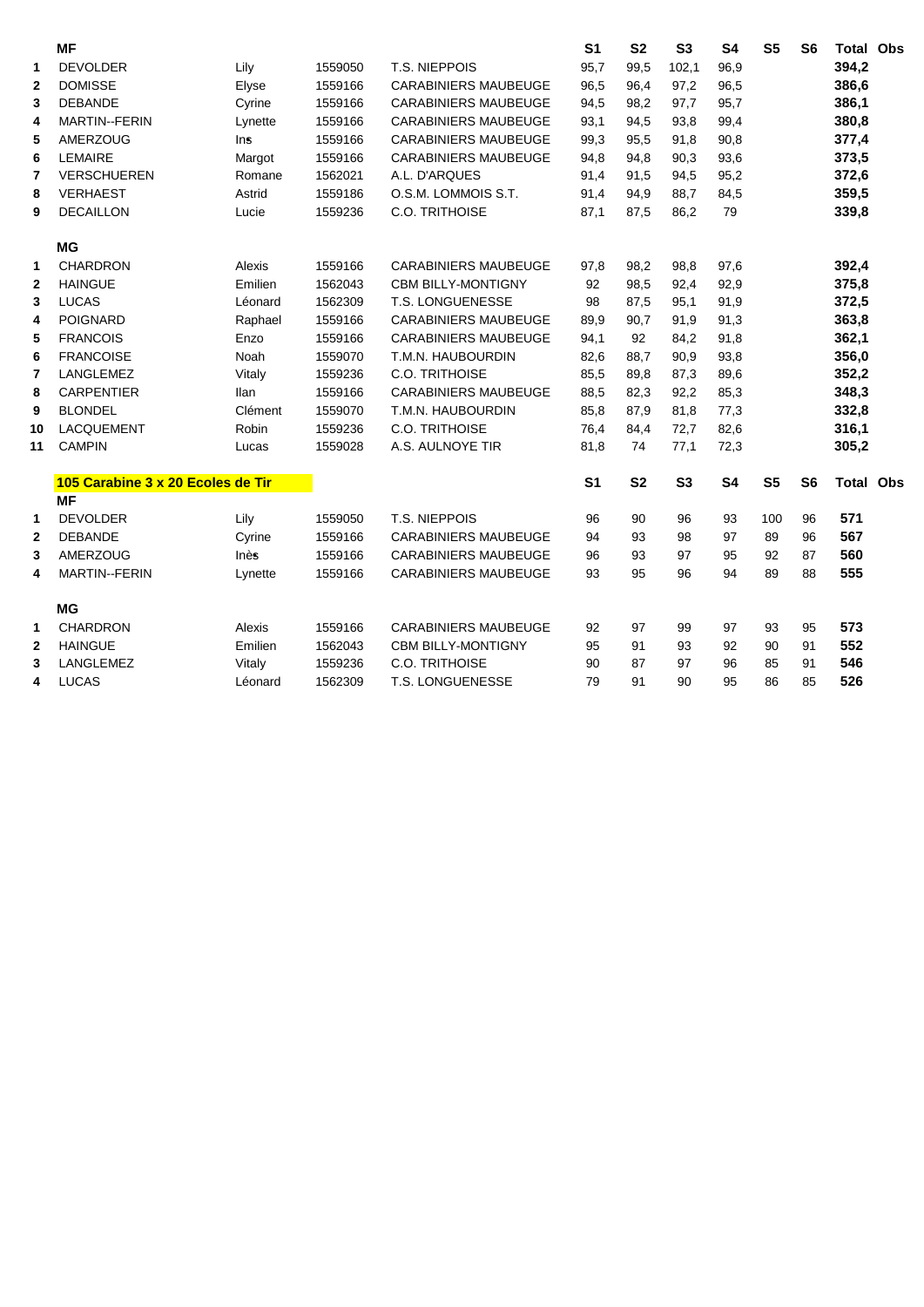| | MF | | | | S1 | S2 | S3 | S4 | S5 | S6 | Total | Obs |
|---|---|---|---|---|---|---|---|---|---|---|---|---|
| 1 | DEVOLDER | Lily | 1559050 | T.S. NIEPPOIS | 95,7 | 99,5 | 102,1 | 96,9 | | | **394,2** | |
| 2 | DOMISSE | Elyse | 1559166 | CARABINIERS MAUBEUGE | 96,5 | 96,4 | 97,2 | 96,5 | | | **386,6** | |
| 3 | DEBANDE | Cyrine | 1559166 | CARABINIERS MAUBEUGE | 94,5 | 98,2 | 97,7 | 95,7 | | | **386,1** | |
| 4 | MARTIN--FERIN | Lynette | 1559166 | CARABINIERS MAUBEUGE | 93,1 | 94,5 | 93,8 | 99,4 | | | **380,8** | |
| 5 | AMERZOUG | Ins | 1559166 | CARABINIERS MAUBEUGE | 99,3 | 95,5 | 91,8 | 90,8 | | | **377,4** | |
| 6 | LEMAIRE | Margot | 1559166 | CARABINIERS MAUBEUGE | 94,8 | 94,8 | 90,3 | 93,6 | | | **373,5** | |
| 7 | VERSCHUEREN | Romane | 1562021 | A.L. D'ARQUES | 91,4 | 91,5 | 94,5 | 95,2 | | | **372,6** | |
| 8 | VERHAEST | Astrid | 1559186 | O.S.M. LOMMOIS S.T. | 91,4 | 94,9 | 88,7 | 84,5 | | | **359,5** | |
| 9 | DECAILLON | Lucie | 1559236 | C.O. TRITHOISE | 87,1 | 87,5 | 86,2 | 79 | | | **339,8** | |

| | MG | | | | S1 | S2 | S3 | S4 | S5 | S6 | Total | Obs |
|---|---|---|---|---|---|---|---|---|---|---|---|---|
| 1 | CHARDRON | Alexis | 1559166 | CARABINIERS MAUBEUGE | 97,8 | 98,2 | 98,8 | 97,6 | | | **392,4** | |
| 2 | HAINGUE | Emilien | 1562043 | CBM BILLY-MONTIGNY | 92 | 98,5 | 92,4 | 92,9 | | | **375,8** | |
| 3 | LUCAS | Léonard | 1562309 | T.S. LONGUENESSE | 98 | 87,5 | 95,1 | 91,9 | | | **372,5** | |
| 4 | POIGNARD | Raphael | 1559166 | CARABINIERS MAUBEUGE | 89,9 | 90,7 | 91,9 | 91,3 | | | **363,8** | |
| 5 | FRANCOIS | Enzo | 1559166 | CARABINIERS MAUBEUGE | 94,1 | 92 | 84,2 | 91,8 | | | **362,1** | |
| 6 | FRANCOISE | Noah | 1559070 | T.M.N. HAUBOURDIN | 82,6 | 88,7 | 90,9 | 93,8 | | | **356,0** | |
| 7 | LANGLEMEZ | Vitaly | 1559236 | C.O. TRITHOISE | 85,5 | 89,8 | 87,3 | 89,6 | | | **352,2** | |
| 8 | CARPENTIER | Ilan | 1559166 | CARABINIERS MAUBEUGE | 88,5 | 82,3 | 92,2 | 85,3 | | | **348,3** | |
| 9 | BLONDEL | Clément | 1559070 | T.M.N. HAUBOURDIN | 85,8 | 87,9 | 81,8 | 77,3 | | | **332,8** | |
| 10 | LACQUEMENT | Robin | 1559236 | C.O. TRITHOISE | 76,4 | 84,4 | 72,7 | 82,6 | | | **316,1** | |
| 11 | CAMPIN | Lucas | 1559028 | A.S. AULNOYE TIR | 81,8 | 74 | 77,1 | 72,3 | | | **305,2** | |

## 105 Carabine 3 x 20 Ecoles de Tir

| | MF | | | | S1 | S2 | S3 | S4 | S5 | S6 | Total | Obs |
|---|---|---|---|---|---|---|---|---|---|---|---|---|
| 1 | DEVOLDER | Lily | 1559050 | T.S. NIEPPOIS | 96 | 90 | 96 | 93 | 100 | 96 | **571** | |
| 2 | DEBANDE | Cyrine | 1559166 | CARABINIERS MAUBEUGE | 94 | 93 | 98 | 97 | 89 | 96 | **567** | |
| 3 | AMERZOUG | Inès | 1559166 | CARABINIERS MAUBEUGE | 96 | 93 | 97 | 95 | 92 | 87 | **560** | |
| 4 | MARTIN--FERIN | Lynette | 1559166 | CARABINIERS MAUBEUGE | 93 | 95 | 96 | 94 | 89 | 88 | **555** | |

| | MG | | | | S1 | S2 | S3 | S4 | S5 | S6 | Total | Obs |
|---|---|---|---|---|---|---|---|---|---|---|---|---|
| 1 | CHARDRON | Alexis | 1559166 | CARABINIERS MAUBEUGE | 92 | 97 | 99 | 97 | 93 | 95 | **573** | |
| 2 | HAINGUE | Emilien | 1562043 | CBM BILLY-MONTIGNY | 95 | 91 | 93 | 92 | 90 | 91 | **552** | |
| 3 | LANGLEMEZ | Vitaly | 1559236 | C.O. TRITHOISE | 90 | 87 | 97 | 96 | 85 | 91 | **546** | |
| 4 | LUCAS | Léonard | 1562309 | T.S. LONGUENESSE | 79 | 91 | 90 | 95 | 86 | 85 | **526** | |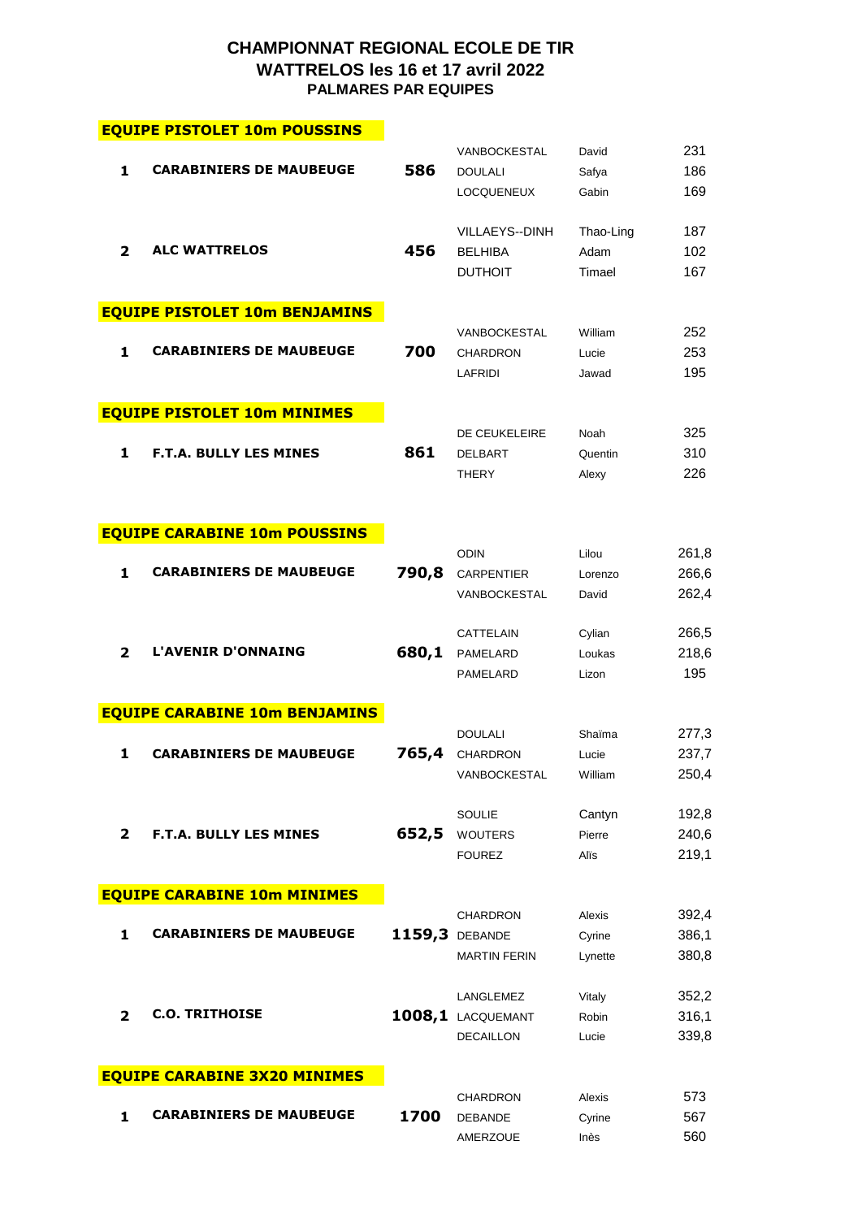# CHAMPIONNAT REGIONAL ECOLE DE TIR
## WATTRELOS les 16 et 17 avril 2022
### PALMARES PAR EQUIPES

**EQUIPE PISTOLET 10m POUSSINS**

| | | | | | |
|---|---|---|---|---|---|
| **1** | **CARABINIERS DE MAUBEUGE** | **586** | VANBOCKESTAL | David | 231 |
| | | | DOULALI | Safya | 186 |
| | | | LOCQUENEUX | Gabin | 169 |
| **2** | **ALC WATTRELOS** | **456** | VILLAEYS--DINH | Thao-Ling | 187 |
| | | | BELHIBA | Adam | 102 |
| | | | DUTHOIT | Timael | 167 |

**EQUIPE PISTOLET 10m BENJAMINS**

| | | | | | |
|---|---|---|---|---|---|
| **1** | **CARABINIERS DE MAUBEUGE** | **700** | VANBOCKESTAL | William | 252 |
| | | | CHARDRON | Lucie | 253 |
| | | | LAFRIDI | Jawad | 195 |

**EQUIPE PISTOLET 10m MINIMES**

| | | | | | |
|---|---|---|---|---|---|
| **1** | **F.T.A. BULLY LES MINES** | **861** | DE CEUKELEIRE | Noah | 325 |
| | | | DELBART | Quentin | 310 |
| | | | THERY | Alexy | 226 |

**EQUIPE CARABINE 10m POUSSINS**

| | | | | | |
|---|---|---|---|---|---|
| **1** | **CARABINIERS DE MAUBEUGE** | **790,8** | ODIN | Lilou | 261,8 |
| | | | CARPENTIER | Lorenzo | 266,6 |
| | | | VANBOCKESTAL | David | 262,4 |
| **2** | **L'AVENIR D'ONNAING** | **680,1** | CATTELAIN | Cylian | 266,5 |
| | | | PAMELARD | Loukas | 218,6 |
| | | | PAMELARD | Lizon | 195 |

**EQUIPE CARABINE 10m BENJAMINS**

| | | | | | |
|---|---|---|---|---|---|
| **1** | **CARABINIERS DE MAUBEUGE** | **765,4** | DOULALI | Shaïma | 277,3 |
| | | | CHARDRON | Lucie | 237,7 |
| | | | VANBOCKESTAL | William | 250,4 |
| **2** | **F.T.A. BULLY LES MINES** | **652,5** | SOULIE | Cantyn | 192,8 |
| | | | WOUTERS | Pierre | 240,6 |
| | | | FOUREZ | Alïs | 219,1 |

**EQUIPE CARABINE 10m MINIMES**

| | | | | | |
|---|---|---|---|---|---|
| **1** | **CARABINIERS DE MAUBEUGE** | **1159,3** | CHARDRON | Alexis | 392,4 |
| | | | DEBANDE | Cyrine | 386,1 |
| | | | MARTIN FERIN | Lynette | 380,8 |
| **2** | **C.O. TRITHOISE** | **1008,1** | LANGLEMEZ | Vitaly | 352,2 |
| | | | LACQUEMANT | Robin | 316,1 |
| | | | DECAILLON | Lucie | 339,8 |

**EQUIPE CARABINE 3X20 MINIMES**

| | | | | | |
|---|---|---|---|---|---|
| **1** | **CARABINIERS DE MAUBEUGE** | **1700** | CHARDRON | Alexis | 573 |
| | | | DEBANDE | Cyrine | 567 |
| | | | AMERZOUE | Inès | 560 |